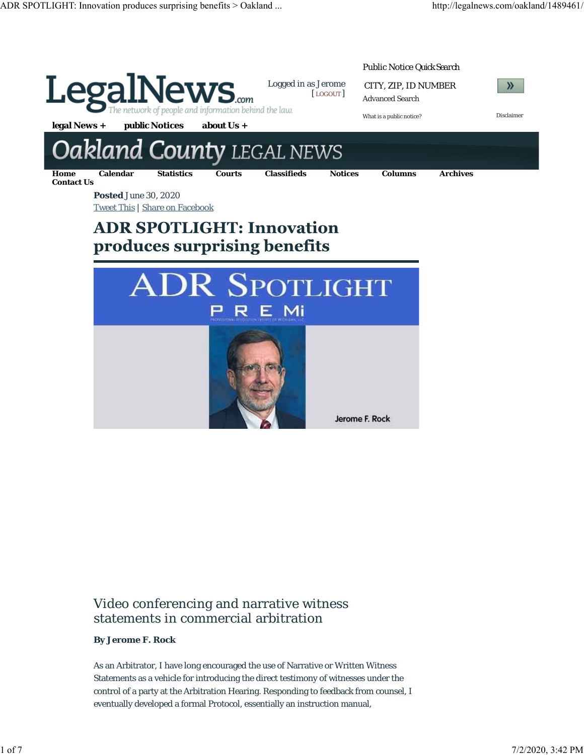LegalNews.com
The network of people and information behind the law.

Logged in as Jerome [ LOGOUT ]

Public Notice Quick Search

CITY, ZIP, ID NUMBER

Advanced Search

What is a public notice?

Disclaimer

legal News + public Notices about Us +

Oakland County LEGAL NEWS

Home Calendar Statistics Courts Classifieds Notices Columns Archives Contact Us

**Posted** June 30, 2020

Tweet This | Share on Facebook

# ADR SPOTLIGHT: Innovation produces surprising benefits

ADR SPOTLIGHT

PREMi

Jerome F. Rock

## Video conferencing and narrative witness statements in commercial arbitration

**By Jerome F. Rock**

As an Arbitrator, I have long encouraged the use of Narrative or Written Witness Statements as a vehicle for introducing the direct testimony of witnesses under the control of a party at the Arbitration Hearing. Responding to feedback from counsel, I eventually developed a formal Protocol, essentially an instruction manual,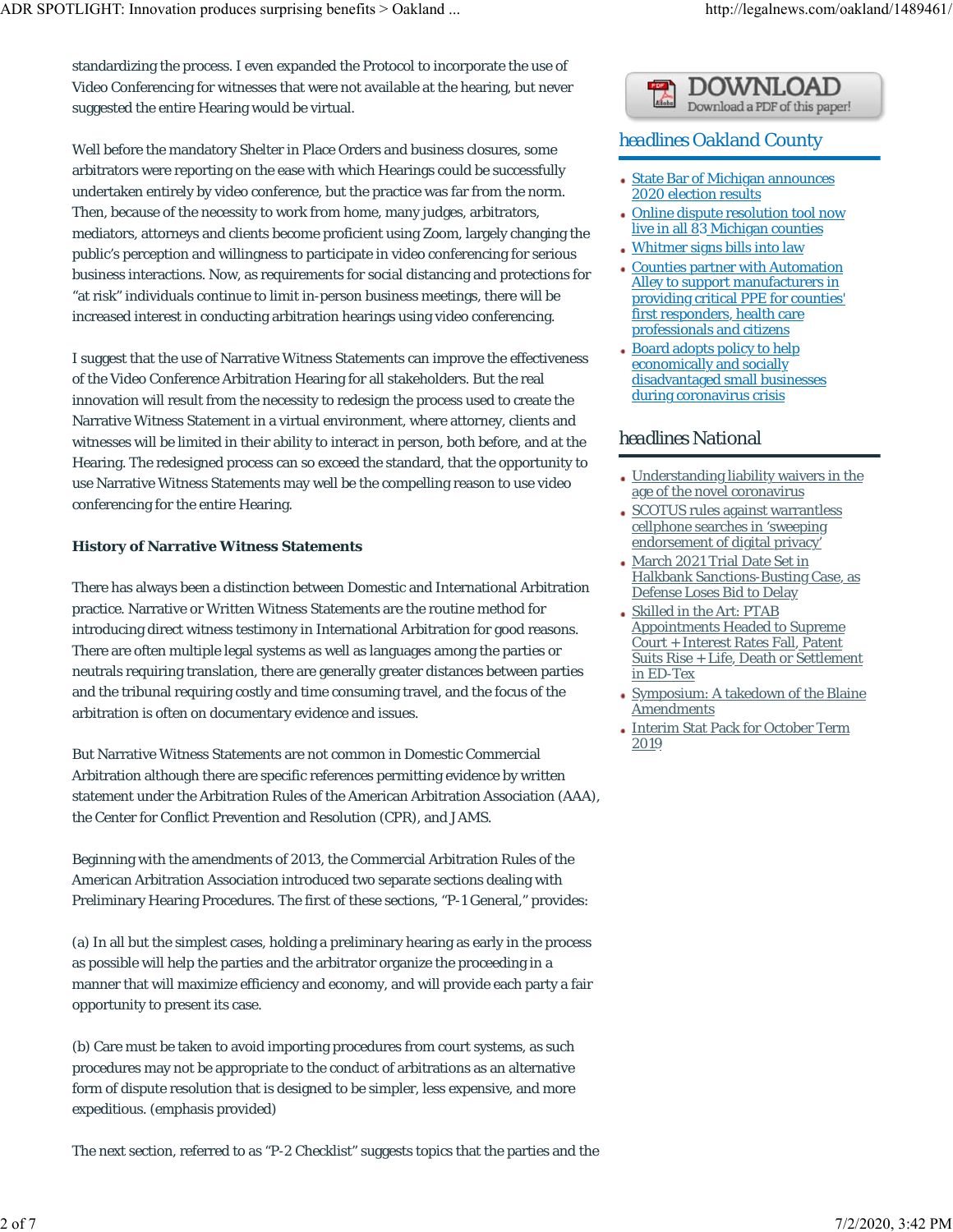standardizing the process. I even expanded the Protocol to incorporate the use of Video Conferencing for witnesses that were not available at the hearing, but never suggested the entire Hearing would be virtual.

Well before the mandatory Shelter in Place Orders and business closures, some arbitrators were reporting on the ease with which Hearings could be successfully undertaken entirely by video conference, but the practice was far from the norm. Then, because of the necessity to work from home, many judges, arbitrators, mediators, attorneys and clients become proficient using Zoom, largely changing the public's perception and willingness to participate in video conferencing for serious business interactions. Now, as requirements for social distancing and protections for "at risk" individuals continue to limit in-person business meetings, there will be increased interest in conducting arbitration hearings using video conferencing.

I suggest that the use of Narrative Witness Statements can improve the effectiveness of the Video Conference Arbitration Hearing for all stakeholders. But the real innovation will result from the necessity to redesign the process used to create the Narrative Witness Statement in a virtual environment, where attorney, clients and witnesses will be limited in their ability to interact in person, both before, and at the Hearing. The redesigned process can so exceed the standard, that the opportunity to use Narrative Witness Statements may well be the compelling reason to use video conferencing for the entire Hearing.

**History of Narrative Witness Statements**

There has always been a distinction between Domestic and International Arbitration practice. Narrative or Written Witness Statements are the routine method for introducing direct witness testimony in International Arbitration for good reasons. There are often multiple legal systems as well as languages among the parties or neutrals requiring translation, there are generally greater distances between parties and the tribunal requiring costly and time consuming travel, and the focus of the arbitration is often on documentary evidence and issues.

But Narrative Witness Statements are not common in Domestic Commercial Arbitration although there are specific references permitting evidence by written statement under the Arbitration Rules of the American Arbitration Association (AAA), the Center for Conflict Prevention and Resolution (CPR), and JAMS.

Beginning with the amendments of 2013, the Commercial Arbitration Rules of the American Arbitration Association introduced two separate sections dealing with Preliminary Hearing Procedures. The first of these sections, "P-1 General," provides:

(a) In all but the simplest cases, holding a preliminary hearing as early in the process as possible will help the parties and the arbitrator organize the proceeding in a manner that will maximize efficiency and economy, and will provide each party a fair opportunity to present its case.

(b) Care must be taken to avoid importing procedures from court systems, as such procedures may not be appropriate to the conduct of arbitrations as an alternative form of dispute resolution that is designed to be simpler, less expensive, and more expeditious. (emphasis provided)

The next section, referred to as "P-2 Checklist" suggests topics that the parties and the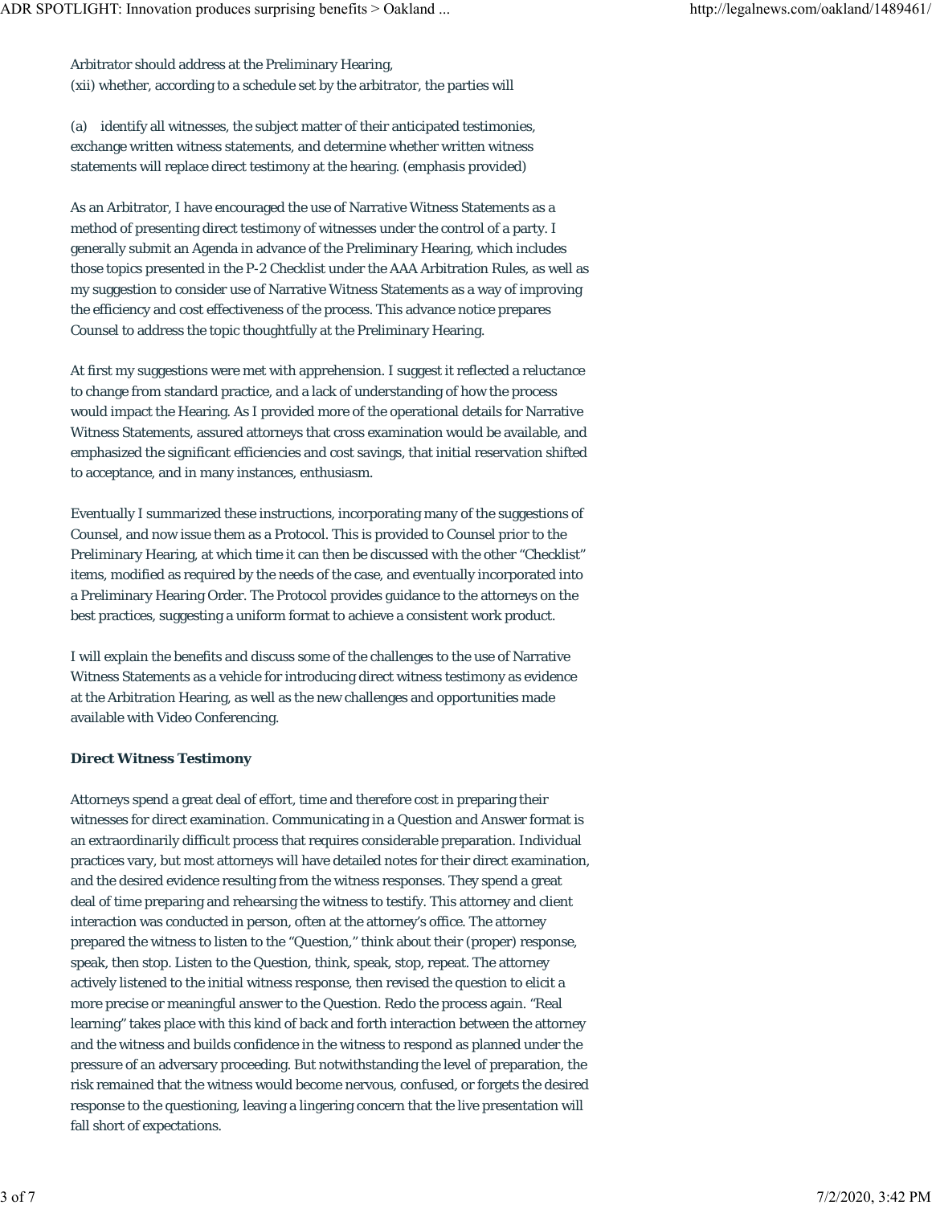Arbitrator should address at the Preliminary Hearing,
(xii) whether, according to a schedule set by the arbitrator, the parties will

(a) identify all witnesses, the subject matter of their anticipated testimonies, exchange written witness statements, and determine whether written witness statements will replace direct testimony at the hearing. (emphasis provided)

As an Arbitrator, I have encouraged the use of Narrative Witness Statements as a method of presenting direct testimony of witnesses under the control of a party. I generally submit an Agenda in advance of the Preliminary Hearing, which includes those topics presented in the P-2 Checklist under the AAA Arbitration Rules, as well as my suggestion to consider use of Narrative Witness Statements as a way of improving the efficiency and cost effectiveness of the process. This advance notice prepares Counsel to address the topic thoughtfully at the Preliminary Hearing.

At first my suggestions were met with apprehension. I suggest it reflected a reluctance to change from standard practice, and a lack of understanding of how the process would impact the Hearing. As I provided more of the operational details for Narrative Witness Statements, assured attorneys that cross examination would be available, and emphasized the significant efficiencies and cost savings, that initial reservation shifted to acceptance, and in many instances, enthusiasm.

Eventually I summarized these instructions, incorporating many of the suggestions of Counsel, and now issue them as a Protocol. This is provided to Counsel prior to the Preliminary Hearing, at which time it can then be discussed with the other "Checklist" items, modified as required by the needs of the case, and eventually incorporated into a Preliminary Hearing Order. The Protocol provides guidance to the attorneys on the best practices, suggesting a uniform format to achieve a consistent work product.

I will explain the benefits and discuss some of the challenges to the use of Narrative Witness Statements as a vehicle for introducing direct witness testimony as evidence at the Arbitration Hearing, as well as the new challenges and opportunities made available with Video Conferencing.

**Direct Witness Testimony**

Attorneys spend a great deal of effort, time and therefore cost in preparing their witnesses for direct examination. Communicating in a Question and Answer format is an extraordinarily difficult process that requires considerable preparation. Individual practices vary, but most attorneys will have detailed notes for their direct examination, and the desired evidence resulting from the witness responses. They spend a great deal of time preparing and rehearsing the witness to testify. This attorney and client interaction was conducted in person, often at the attorney's office. The attorney prepared the witness to listen to the "Question," think about their (proper) response, speak, then stop. Listen to the Question, think, speak, stop, repeat. The attorney actively listened to the initial witness response, then revised the question to elicit a more precise or meaningful answer to the Question. Redo the process again. "Real learning" takes place with this kind of back and forth interaction between the attorney and the witness and builds confidence in the witness to respond as planned under the pressure of an adversary proceeding. But notwithstanding the level of preparation, the risk remained that the witness would become nervous, confused, or forgets the desired response to the questioning, leaving a lingering concern that the live presentation will fall short of expectations.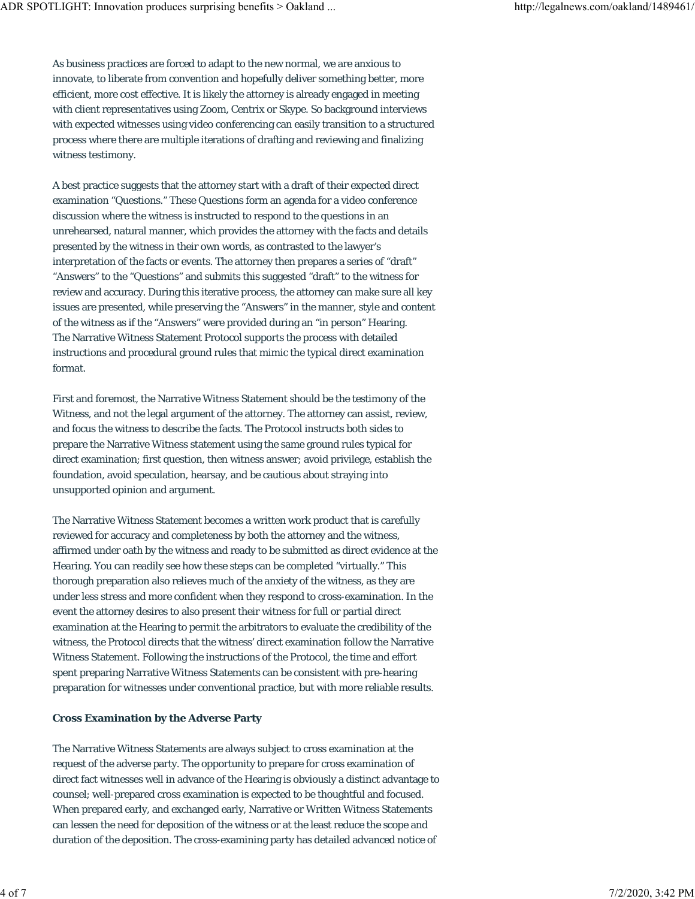As business practices are forced to adapt to the new normal, we are anxious to innovate, to liberate from convention and hopefully deliver something better, more efficient, more cost effective. It is likely the attorney is already engaged in meeting with client representatives using Zoom, Centrix or Skype. So background interviews with expected witnesses using video conferencing can easily transition to a structured process where there are multiple iterations of drafting and reviewing and finalizing witness testimony.

A best practice suggests that the attorney start with a draft of their expected direct examination "Questions." These Questions form an agenda for a video conference discussion where the witness is instructed to respond to the questions in an unrehearsed, natural manner, which provides the attorney with the facts and details presented by the witness in their own words, as contrasted to the lawyer's interpretation of the facts or events. The attorney then prepares a series of "draft" "Answers" to the "Questions" and submits this suggested "draft" to the witness for review and accuracy. During this iterative process, the attorney can make sure all key issues are presented, while preserving the "Answers" in the manner, style and content of the witness as if the "Answers" were provided during an "in person" Hearing. The Narrative Witness Statement Protocol supports the process with detailed instructions and procedural ground rules that mimic the typical direct examination format.

First and foremost, the Narrative Witness Statement should be the testimony of the Witness, and not the legal argument of the attorney. The attorney can assist, review, and focus the witness to describe the facts. The Protocol instructs both sides to prepare the Narrative Witness statement using the same ground rules typical for direct examination; first question, then witness answer; avoid privilege, establish the foundation, avoid speculation, hearsay, and be cautious about straying into unsupported opinion and argument.

The Narrative Witness Statement becomes a written work product that is carefully reviewed for accuracy and completeness by both the attorney and the witness, affirmed under oath by the witness and ready to be submitted as direct evidence at the Hearing. You can readily see how these steps can be completed "virtually." This thorough preparation also relieves much of the anxiety of the witness, as they are under less stress and more confident when they respond to cross-examination. In the event the attorney desires to also present their witness for full or partial direct examination at the Hearing to permit the arbitrators to evaluate the credibility of the witness, the Protocol directs that the witness' direct examination follow the Narrative Witness Statement. Following the instructions of the Protocol, the time and effort spent preparing Narrative Witness Statements can be consistent with pre-hearing preparation for witnesses under conventional practice, but with more reliable results.

**Cross Examination by the Adverse Party**

The Narrative Witness Statements are always subject to cross examination at the request of the adverse party. The opportunity to prepare for cross examination of direct fact witnesses well in advance of the Hearing is obviously a distinct advantage to counsel; well-prepared cross examination is expected to be thoughtful and focused. When prepared early, and exchanged early, Narrative or Written Witness Statements can lessen the need for deposition of the witness or at the least reduce the scope and duration of the deposition. The cross-examining party has detailed advanced notice of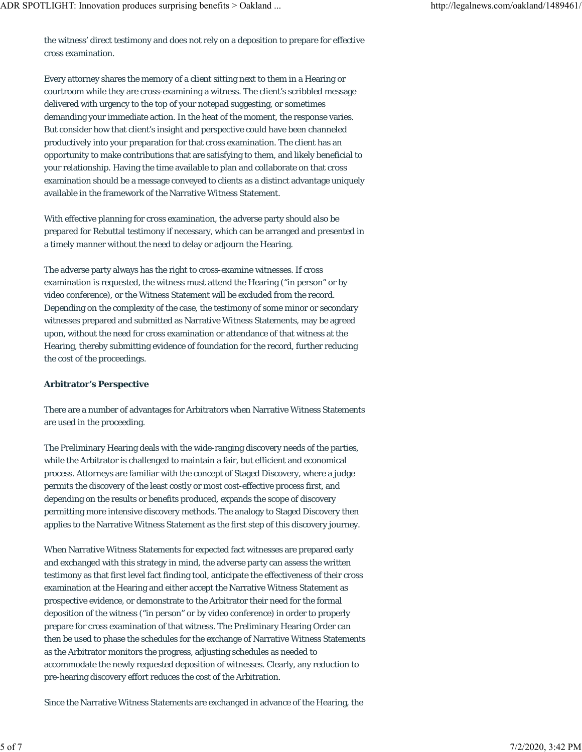the witness' direct testimony and does not rely on a deposition to prepare for effective cross examination.

Every attorney shares the memory of a client sitting next to them in a Hearing or courtroom while they are cross-examining a witness. The client's scribbled message delivered with urgency to the top of your notepad suggesting, or sometimes demanding your immediate action. In the heat of the moment, the response varies. But consider how that client's insight and perspective could have been channeled productively into your preparation for that cross examination. The client has an opportunity to make contributions that are satisfying to them, and likely beneficial to your relationship. Having the time available to plan and collaborate on that cross examination should be a message conveyed to clients as a distinct advantage uniquely available in the framework of the Narrative Witness Statement.

With effective planning for cross examination, the adverse party should also be prepared for Rebuttal testimony if necessary, which can be arranged and presented in a timely manner without the need to delay or adjourn the Hearing.

The adverse party always has the right to cross-examine witnesses. If cross examination is requested, the witness must attend the Hearing ("in person" or by video conference), or the Witness Statement will be excluded from the record. Depending on the complexity of the case, the testimony of some minor or secondary witnesses prepared and submitted as Narrative Witness Statements, may be agreed upon, without the need for cross examination or attendance of that witness at the Hearing, thereby submitting evidence of foundation for the record, further reducing the cost of the proceedings.

**Arbitrator's Perspective**

There are a number of advantages for Arbitrators when Narrative Witness Statements are used in the proceeding.

The Preliminary Hearing deals with the wide-ranging discovery needs of the parties, while the Arbitrator is challenged to maintain a fair, but efficient and economical process. Attorneys are familiar with the concept of Staged Discovery, where a judge permits the discovery of the least costly or most cost-effective process first, and depending on the results or benefits produced, expands the scope of discovery permitting more intensive discovery methods. The analogy to Staged Discovery then applies to the Narrative Witness Statement as the first step of this discovery journey.

When Narrative Witness Statements for expected fact witnesses are prepared early and exchanged with this strategy in mind, the adverse party can assess the written testimony as that first level fact finding tool, anticipate the effectiveness of their cross examination at the Hearing and either accept the Narrative Witness Statement as prospective evidence, or demonstrate to the Arbitrator their need for the formal deposition of the witness ("in person" or by video conference) in order to properly prepare for cross examination of that witness. The Preliminary Hearing Order can then be used to phase the schedules for the exchange of Narrative Witness Statements as the Arbitrator monitors the progress, adjusting schedules as needed to accommodate the newly requested deposition of witnesses. Clearly, any reduction to pre-hearing discovery effort reduces the cost of the Arbitration.

Since the Narrative Witness Statements are exchanged in advance of the Hearing, the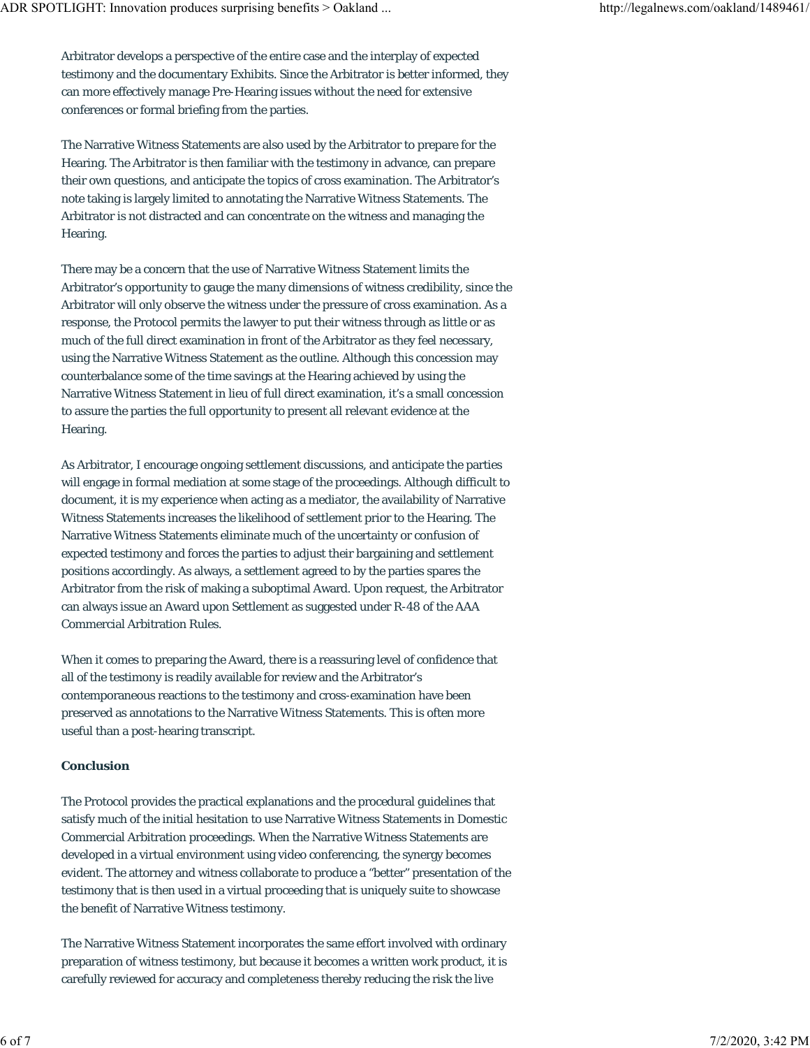Arbitrator develops a perspective of the entire case and the interplay of expected testimony and the documentary Exhibits. Since the Arbitrator is better informed, they can more effectively manage Pre-Hearing issues without the need for extensive conferences or formal briefing from the parties.

The Narrative Witness Statements are also used by the Arbitrator to prepare for the Hearing. The Arbitrator is then familiar with the testimony in advance, can prepare their own questions, and anticipate the topics of cross examination. The Arbitrator's note taking is largely limited to annotating the Narrative Witness Statements. The Arbitrator is not distracted and can concentrate on the witness and managing the Hearing.

There may be a concern that the use of Narrative Witness Statement limits the Arbitrator's opportunity to gauge the many dimensions of witness credibility, since the Arbitrator will only observe the witness under the pressure of cross examination. As a response, the Protocol permits the lawyer to put their witness through as little or as much of the full direct examination in front of the Arbitrator as they feel necessary, using the Narrative Witness Statement as the outline. Although this concession may counterbalance some of the time savings at the Hearing achieved by using the Narrative Witness Statement in lieu of full direct examination, it's a small concession to assure the parties the full opportunity to present all relevant evidence at the Hearing.

As Arbitrator, I encourage ongoing settlement discussions, and anticipate the parties will engage in formal mediation at some stage of the proceedings. Although difficult to document, it is my experience when acting as a mediator, the availability of Narrative Witness Statements increases the likelihood of settlement prior to the Hearing. The Narrative Witness Statements eliminate much of the uncertainty or confusion of expected testimony and forces the parties to adjust their bargaining and settlement positions accordingly. As always, a settlement agreed to by the parties spares the Arbitrator from the risk of making a suboptimal Award. Upon request, the Arbitrator can always issue an Award upon Settlement as suggested under R-48 of the AAA Commercial Arbitration Rules.

When it comes to preparing the Award, there is a reassuring level of confidence that all of the testimony is readily available for review and the Arbitrator's contemporaneous reactions to the testimony and cross-examination have been preserved as annotations to the Narrative Witness Statements. This is often more useful than a post-hearing transcript.

**Conclusion**

The Protocol provides the practical explanations and the procedural guidelines that satisfy much of the initial hesitation to use Narrative Witness Statements in Domestic Commercial Arbitration proceedings. When the Narrative Witness Statements are developed in a virtual environment using video conferencing, the synergy becomes evident. The attorney and witness collaborate to produce a "better" presentation of the testimony that is then used in a virtual proceeding that is uniquely suite to showcase the benefit of Narrative Witness testimony.

The Narrative Witness Statement incorporates the same effort involved with ordinary preparation of witness testimony, but because it becomes a written work product, it is carefully reviewed for accuracy and completeness thereby reducing the risk the live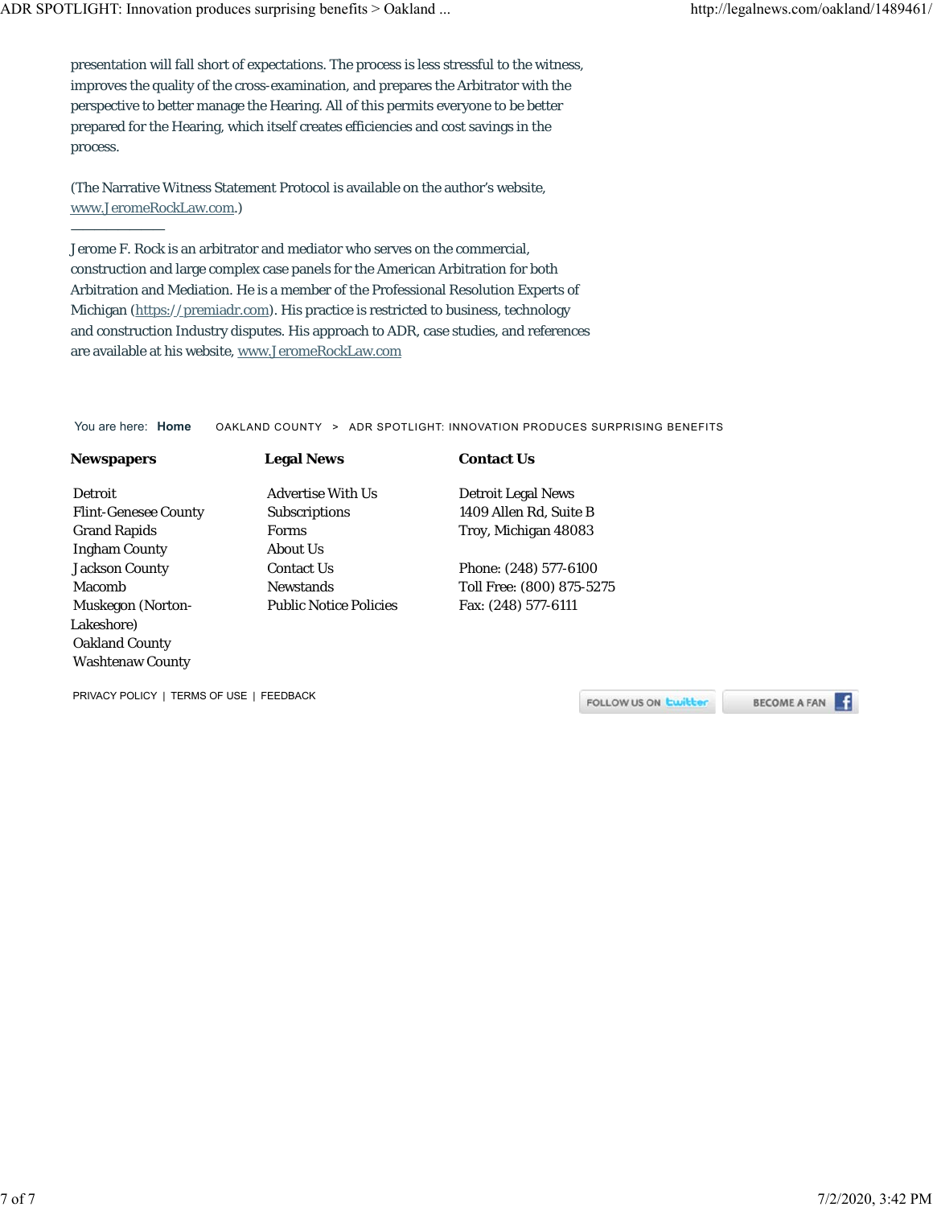presentation will fall short of expectations. The process is less stressful to the witness, improves the quality of the cross-examination, and prepares the Arbitrator with the perspective to better manage the Hearing. All of this permits everyone to be better prepared for the Hearing, which itself creates efficiencies and cost savings in the process.

(The Narrative Witness Statement Protocol is available on the author's website, www.JeromeRockLaw.com.)

---

Jerome F. Rock is an arbitrator and mediator who serves on the commercial, construction and large complex case panels for the American Arbitration for both Arbitration and Mediation. He is a member of the Professional Resolution Experts of Michigan (https://premiadr.com). His practice is restricted to business, technology and construction Industry disputes. His approach to ADR, case studies, and references are available at his website, www.JeromeRockLaw.com

You are here: **Home** OAKLAND COUNTY > ADR SPOTLIGHT: INNOVATION PRODUCES SURPRISING BENEFITS

**Newspapers**

Detroit
Flint-Genesee County
Grand Rapids
Ingham County
Jackson County
Macomb
Muskegon (Norton-Lakeshore)
Oakland County
Washtenaw County

**Legal News**

Advertise With Us
Subscriptions
Forms
About Us
Contact Us
Newstands
Public Notice Policies

**Contact Us**

Detroit Legal News
1409 Allen Rd, Suite B
Troy, Michigan 48083

Phone: (248) 577-6100
Toll Free: (800) 875-5275
Fax: (248) 577-6111

PRIVACY POLICY | TERMS OF USE | FEEDBACK

FOLLOW US ON twitter BECOME A FAN